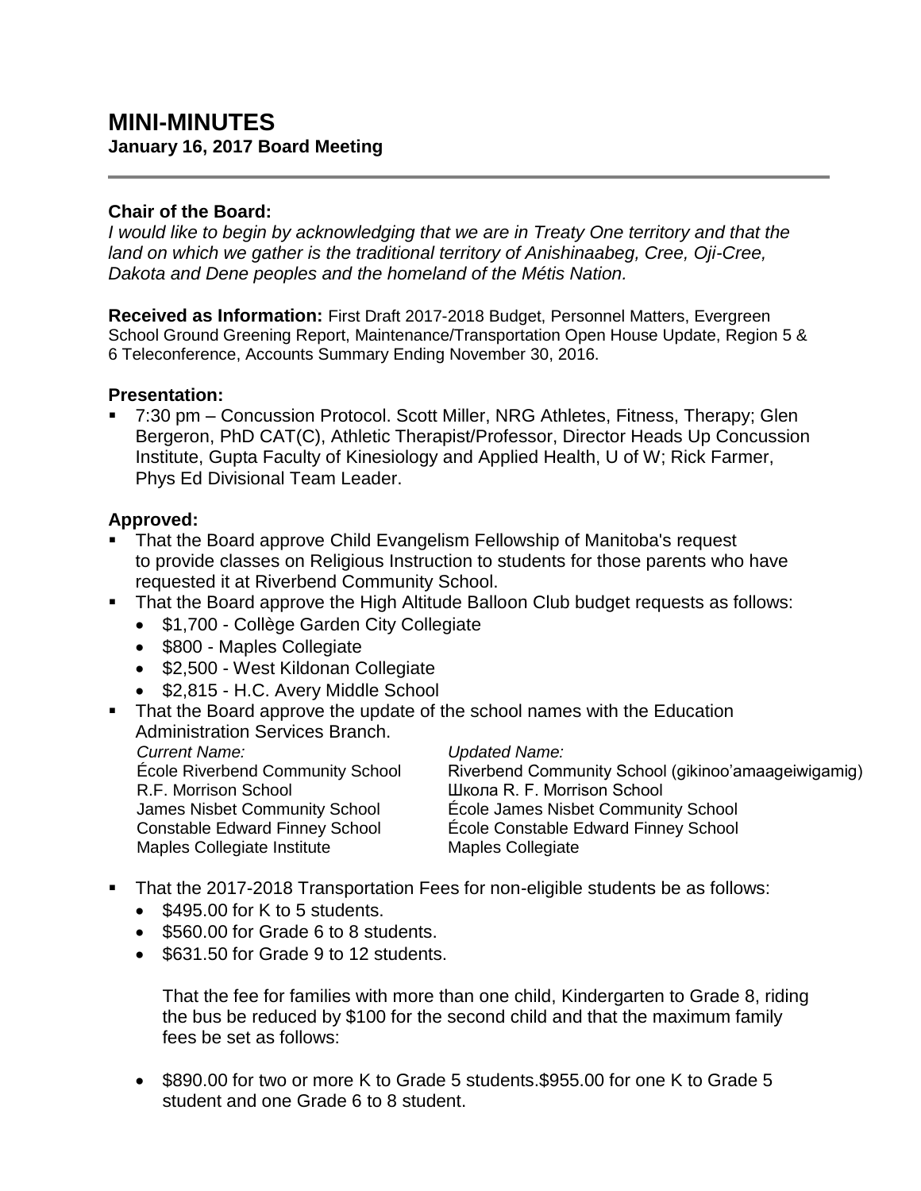# MINI-MINUTES

**January 16, 2017 Board Meeting**

---

**Chair of the Board:**

*I would like to begin by acknowledging that we are in Treaty One territory and that the land on which we gather is the traditional territory of Anishinaabeg, Cree, Oji-Cree, Dakota and Dene peoples and the homeland of the Métis Nation.*

**Received as Information:** First Draft 2017-2018 Budget, Personnel Matters, Evergreen School Ground Greening Report, Maintenance/Transportation Open House Update, Region 5 & 6 Teleconference, Accounts Summary Ending November 30, 2016.

**Presentation:**

- 7:30 pm – Concussion Protocol. Scott Miller, NRG Athletes, Fitness, Therapy; Glen Bergeron, PhD CAT(C), Athletic Therapist/Professor, Director Heads Up Concussion Institute, Gupta Faculty of Kinesiology and Applied Health, U of W; Rick Farmer, Phys Ed Divisional Team Leader.

**Approved:**

- That the Board approve Child Evangelism Fellowship of Manitoba's request to provide classes on Religious Instruction to students for those parents who have requested it at Riverbend Community School.
- That the Board approve the High Altitude Balloon Club budget requests as follows:
  - $1,700 - Collège Garden City Collegiate
  - $800 - Maples Collegiate
  - $2,500 - West Kildonan Collegiate
  - $2,815 - H.C. Avery Middle School
- That the Board approve the update of the school names with the Education Administration Services Branch.

| *Current Name:* | *Updated Name:* |
|---|---|
| École Riverbend Community School | Riverbend Community School (gikinoo'amaageiwigamig) |
| R.F. Morrison School | Школа R. F. Morrison School |
| James Nisbet Community School | École James Nisbet Community School |
| Constable Edward Finney School | École Constable Edward Finney School |
| Maples Collegiate Institute | Maples Collegiate |

- That the 2017-2018 Transportation Fees for non-eligible students be as follows:
  - $495.00 for K to 5 students.
  - $560.00 for Grade 6 to 8 students.
  - $631.50 for Grade 9 to 12 students.

  That the fee for families with more than one child, Kindergarten to Grade 8, riding the bus be reduced by $100 for the second child and that the maximum family fees be set as follows:

  - $890.00 for two or more K to Grade 5 students.$955.00 for one K to Grade 5 student and one Grade 6 to 8 student.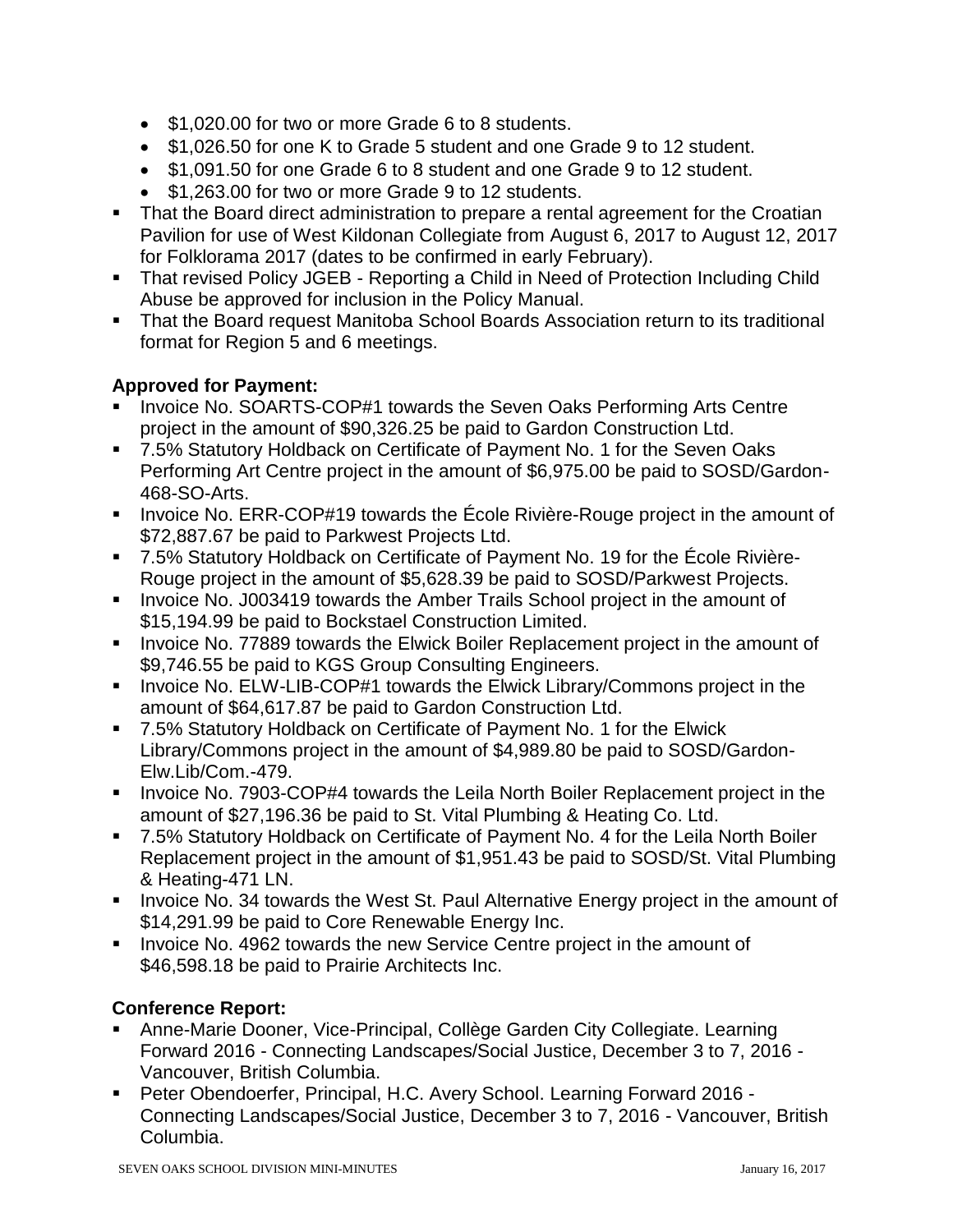- $1,020.00 for two or more Grade 6 to 8 students.
    - $1,026.50 for one K to Grade 5 student and one Grade 9 to 12 student.
    - $1,091.50 for one Grade 6 to 8 student and one Grade 9 to 12 student.
    - $1,263.00 for two or more Grade 9 to 12 students.
- That the Board direct administration to prepare a rental agreement for the Croatian Pavilion for use of West Kildonan Collegiate from August 6, 2017 to August 12, 2017 for Folklorama 2017 (dates to be confirmed in early February).
- That revised Policy JGEB - Reporting a Child in Need of Protection Including Child Abuse be approved for inclusion in the Policy Manual.
- That the Board request Manitoba School Boards Association return to its traditional format for Region 5 and 6 meetings.

**Approved for Payment:**

- Invoice No. SOARTS-COP#1 towards the Seven Oaks Performing Arts Centre project in the amount of $90,326.25 be paid to Gardon Construction Ltd.
- 7.5% Statutory Holdback on Certificate of Payment No. 1 for the Seven Oaks Performing Art Centre project in the amount of $6,975.00 be paid to SOSD/Gardon-468-SO-Arts.
- Invoice No. ERR-COP#19 towards the École Rivière-Rouge project in the amount of $72,887.67 be paid to Parkwest Projects Ltd.
- 7.5% Statutory Holdback on Certificate of Payment No. 19 for the École Rivière-Rouge project in the amount of $5,628.39 be paid to SOSD/Parkwest Projects.
- Invoice No. J003419 towards the Amber Trails School project in the amount of $15,194.99 be paid to Bockstael Construction Limited.
- Invoice No. 77889 towards the Elwick Boiler Replacement project in the amount of $9,746.55 be paid to KGS Group Consulting Engineers.
- Invoice No. ELW-LIB-COP#1 towards the Elwick Library/Commons project in the amount of $64,617.87 be paid to Gardon Construction Ltd.
- 7.5% Statutory Holdback on Certificate of Payment No. 1 for the Elwick Library/Commons project in the amount of $4,989.80 be paid to SOSD/Gardon-Elw.Lib/Com.-479.
- Invoice No. 7903-COP#4 towards the Leila North Boiler Replacement project in the amount of $27,196.36 be paid to St. Vital Plumbing & Heating Co. Ltd.
- 7.5% Statutory Holdback on Certificate of Payment No. 4 for the Leila North Boiler Replacement project in the amount of $1,951.43 be paid to SOSD/St. Vital Plumbing & Heating-471 LN.
- Invoice No. 34 towards the West St. Paul Alternative Energy project in the amount of $14,291.99 be paid to Core Renewable Energy Inc.
- Invoice No. 4962 towards the new Service Centre project in the amount of $46,598.18 be paid to Prairie Architects Inc.

**Conference Report:**

- Anne-Marie Dooner, Vice-Principal, Collège Garden City Collegiate. Learning Forward 2016 - Connecting Landscapes/Social Justice, December 3 to 7, 2016 - Vancouver, British Columbia.
- Peter Obendoerfer, Principal, H.C. Avery School. Learning Forward 2016 - Connecting Landscapes/Social Justice, December 3 to 7, 2016 - Vancouver, British Columbia.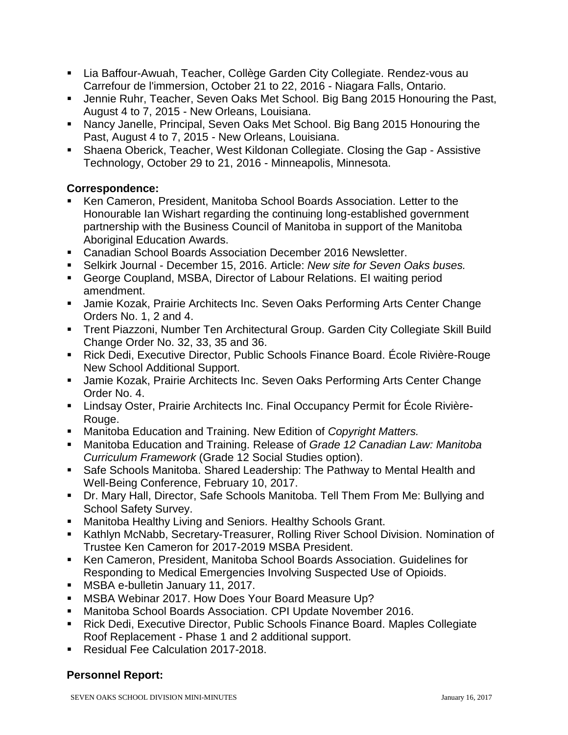- Lia Baffour-Awuah, Teacher, Collège Garden City Collegiate. Rendez-vous au Carrefour de l'immersion, October 21 to 22, 2016 - Niagara Falls, Ontario.
- Jennie Ruhr, Teacher, Seven Oaks Met School. Big Bang 2015 Honouring the Past, August 4 to 7, 2015 - New Orleans, Louisiana.
- Nancy Janelle, Principal, Seven Oaks Met School. Big Bang 2015 Honouring the Past, August 4 to 7, 2015 - New Orleans, Louisiana.
- Shaena Oberick, Teacher, West Kildonan Collegiate. Closing the Gap - Assistive Technology, October 29 to 21, 2016 - Minneapolis, Minnesota.

**Correspondence:**

- Ken Cameron, President, Manitoba School Boards Association. Letter to the Honourable Ian Wishart regarding the continuing long-established government partnership with the Business Council of Manitoba in support of the Manitoba Aboriginal Education Awards.
- Canadian School Boards Association December 2016 Newsletter.
- Selkirk Journal - December 15, 2016. Article: *New site for Seven Oaks buses.*
- George Coupland, MSBA, Director of Labour Relations. EI waiting period amendment.
- Jamie Kozak, Prairie Architects Inc. Seven Oaks Performing Arts Center Change Orders No. 1, 2 and 4.
- Trent Piazzoni, Number Ten Architectural Group. Garden City Collegiate Skill Build Change Order No. 32, 33, 35 and 36.
- Rick Dedi, Executive Director, Public Schools Finance Board. École Rivière-Rouge New School Additional Support.
- Jamie Kozak, Prairie Architects Inc. Seven Oaks Performing Arts Center Change Order No. 4.
- Lindsay Oster, Prairie Architects Inc. Final Occupancy Permit for École Rivière-Rouge.
- Manitoba Education and Training. New Edition of *Copyright Matters.*
- Manitoba Education and Training. Release of *Grade 12 Canadian Law: Manitoba Curriculum Framework* (Grade 12 Social Studies option).
- Safe Schools Manitoba. Shared Leadership: The Pathway to Mental Health and Well-Being Conference, February 10, 2017.
- Dr. Mary Hall, Director, Safe Schools Manitoba. Tell Them From Me: Bullying and School Safety Survey.
- Manitoba Healthy Living and Seniors. Healthy Schools Grant.
- Kathlyn McNabb, Secretary-Treasurer, Rolling River School Division. Nomination of Trustee Ken Cameron for 2017-2019 MSBA President.
- Ken Cameron, President, Manitoba School Boards Association. Guidelines for Responding to Medical Emergencies Involving Suspected Use of Opioids.
- MSBA e-bulletin January 11, 2017.
- MSBA Webinar 2017. How Does Your Board Measure Up?
- Manitoba School Boards Association. CPI Update November 2016.
- Rick Dedi, Executive Director, Public Schools Finance Board. Maples Collegiate Roof Replacement - Phase 1 and 2 additional support.
- Residual Fee Calculation 2017-2018.

**Personnel Report:**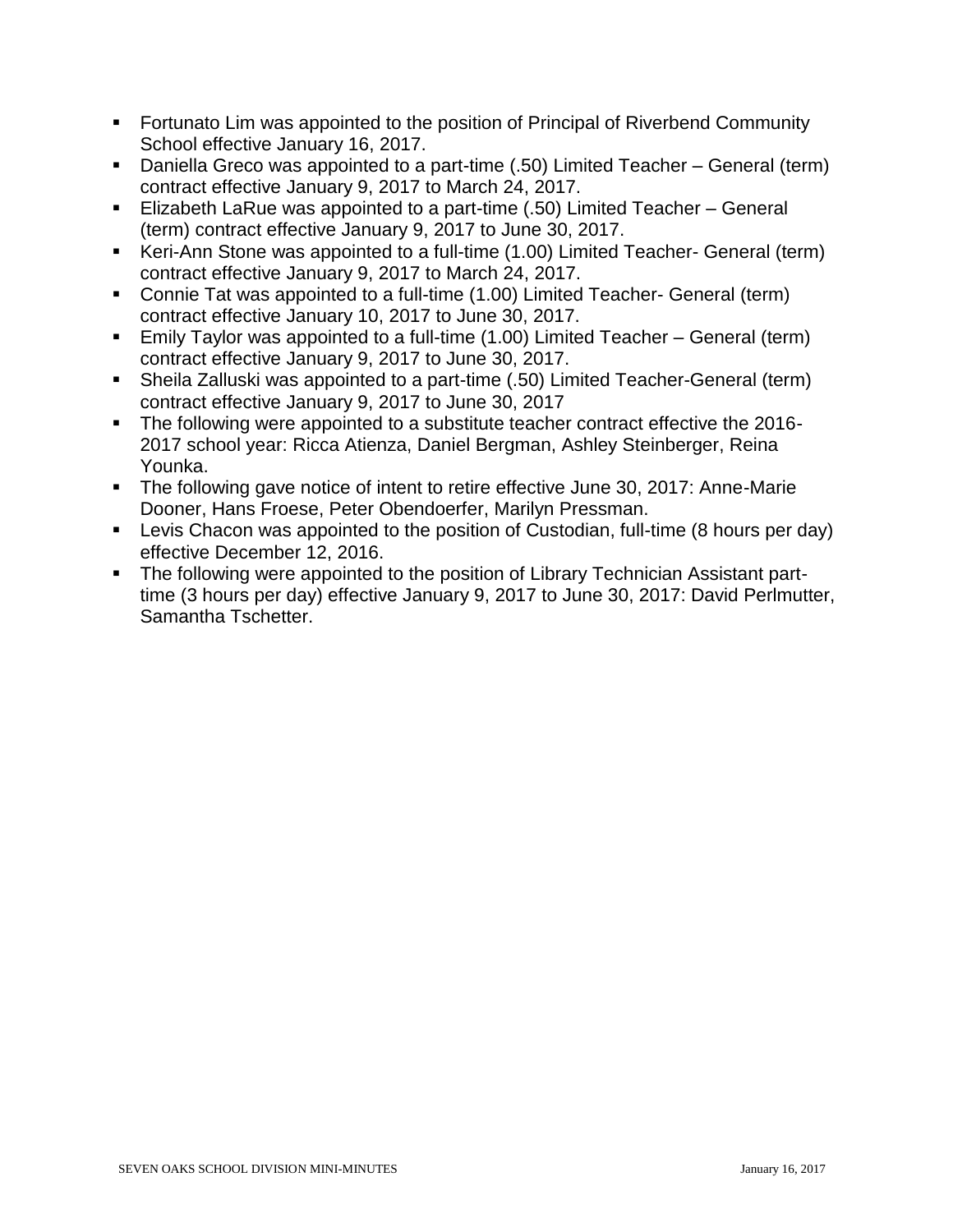- Fortunato Lim was appointed to the position of Principal of Riverbend Community School effective January 16, 2017.
- Daniella Greco was appointed to a part-time (.50) Limited Teacher – General (term) contract effective January 9, 2017 to March 24, 2017.
- Elizabeth LaRue was appointed to a part-time (.50) Limited Teacher – General (term) contract effective January 9, 2017 to June 30, 2017.
- Keri-Ann Stone was appointed to a full-time (1.00) Limited Teacher- General (term) contract effective January 9, 2017 to March 24, 2017.
- Connie Tat was appointed to a full-time (1.00) Limited Teacher- General (term) contract effective January 10, 2017 to June 30, 2017.
- Emily Taylor was appointed to a full-time (1.00) Limited Teacher – General (term) contract effective January 9, 2017 to June 30, 2017.
- Sheila Zalluski was appointed to a part-time (.50) Limited Teacher-General (term) contract effective January 9, 2017 to June 30, 2017
- The following were appointed to a substitute teacher contract effective the 2016-2017 school year: Ricca Atienza, Daniel Bergman, Ashley Steinberger, Reina Younka.
- The following gave notice of intent to retire effective June 30, 2017: Anne-Marie Dooner, Hans Froese, Peter Obendoerfer, Marilyn Pressman.
- Levis Chacon was appointed to the position of Custodian, full-time (8 hours per day) effective December 12, 2016.
- The following were appointed to the position of Library Technician Assistant part-time (3 hours per day) effective January 9, 2017 to June 30, 2017: David Perlmutter, Samantha Tschetter.